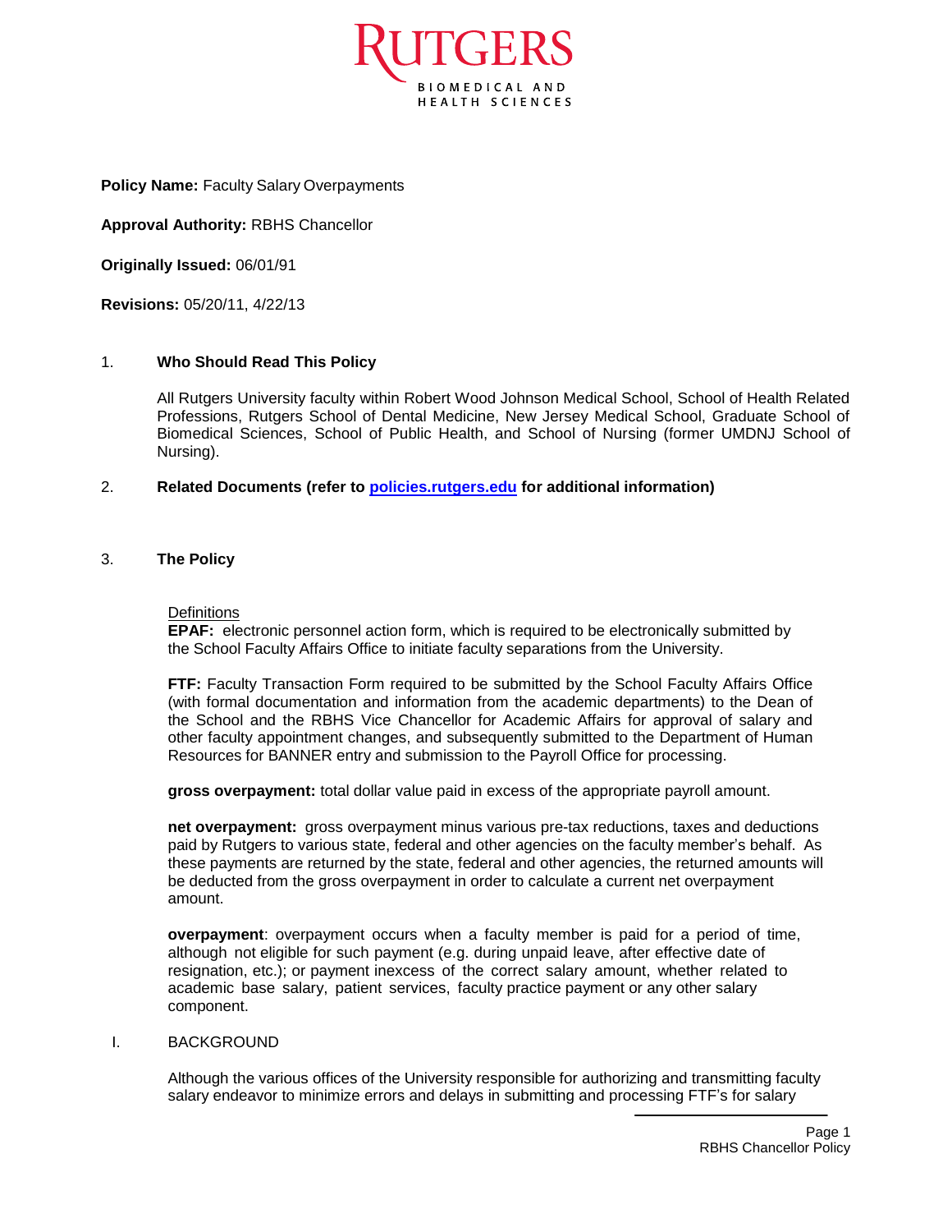**Policy Name:** Faculty Salary Overpayments

**Approval Authority:** RBHS Chancellor

**Originally Issued:** 06/01/91

**Revisions:** 05/20/11, 4/22/13

## 1. Who Should Read This Policy

All Rutgers University faculty within Robert Wood Johnson Medical School, School of Health Related Professions, Rutgers School of Dental Medicine, New Jersey Medical School, Graduate School of Biomedical Sciences, School of Public Health, and School of Nursing (former UMDNJ School of Nursing).

## 2. Related Documents (refer to [policies.rutgers.edu](policies.rutgers.edu) for additional information)

## 3. The Policy

Definitions

**EPAF:** electronic personnel action form, which is required to be electronically submitted by the School Faculty Affairs Office to initiate faculty separations from the University.

**FTF:** Faculty Transaction Form required to be submitted by the School Faculty Affairs Office (with formal documentation and information from the academic departments) to the Dean of the School and the RBHS Vice Chancellor for Academic Affairs for approval of salary and other faculty appointment changes, and subsequently submitted to the Department of Human Resources for BANNER entry and submission to the Payroll Office for processing.

**gross overpayment:** total dollar value paid in excess of the appropriate payroll amount.

**net overpayment:** gross overpayment minus various pre-tax reductions, taxes and deductions paid by Rutgers to various state, federal and other agencies on the faculty member's behalf. As these payments are returned by the state, federal and other agencies, the returned amounts will be deducted from the gross overpayment in order to calculate a current net overpayment amount.

**overpayment**: overpayment occurs when a faculty member is paid for a period of time, although not eligible for such payment (e.g. during unpaid leave, after effective date of resignation, etc.); or payment inexcess of the correct salary amount, whether related to academic base salary, patient services, faculty practice payment or any other salary component.

### I. BACKGROUND

Although the various offices of the University responsible for authorizing and transmitting faculty salary endeavor to minimize errors and delays in submitting and processing FTF's for salary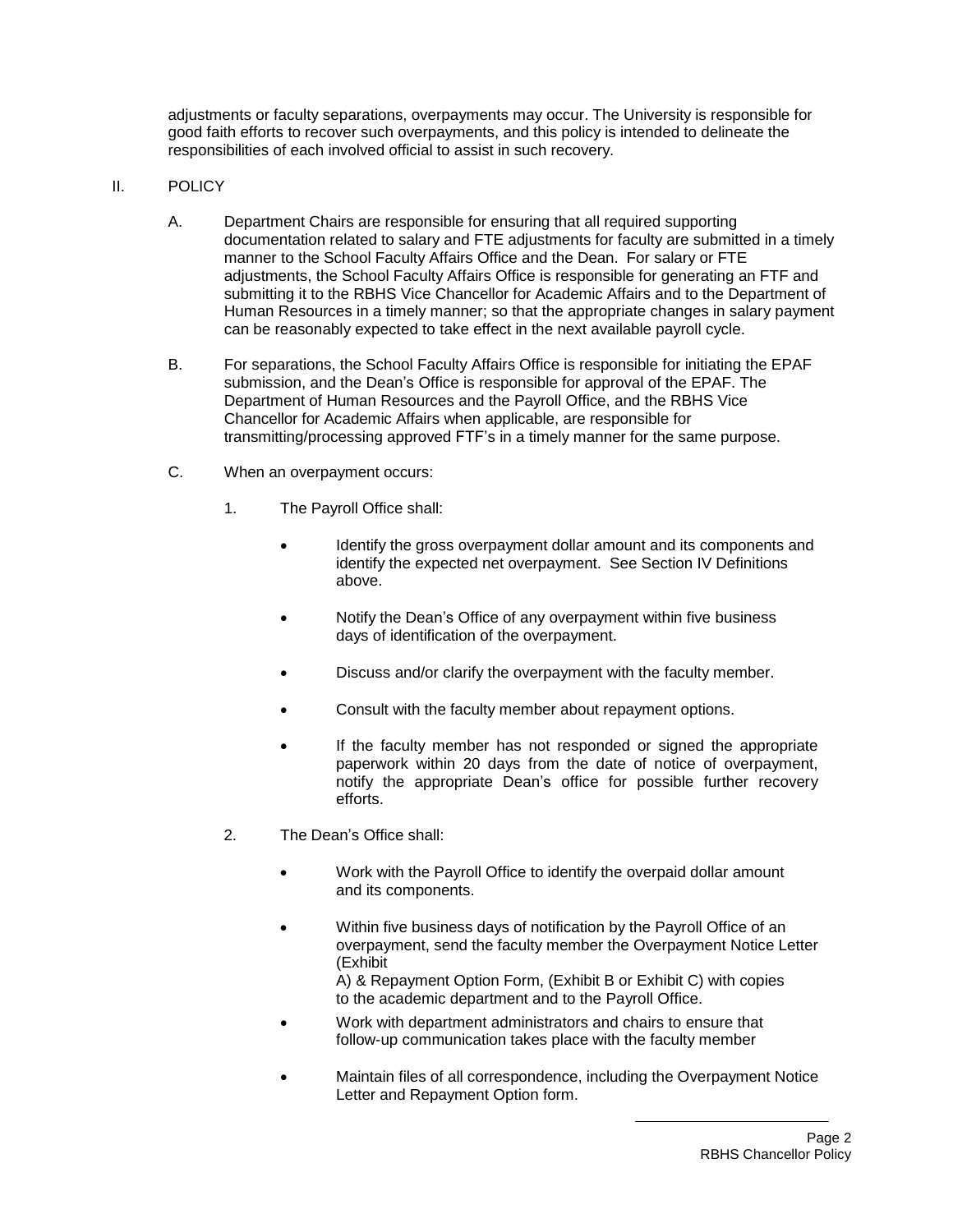adjustments or faculty separations, overpayments may occur. The University is responsible for good faith efforts to recover such overpayments, and this policy is intended to delineate the responsibilities of each involved official to assist in such recovery.

## II. POLICY

A. Department Chairs are responsible for ensuring that all required supporting documentation related to salary and FTE adjustments for faculty are submitted in a timely manner to the School Faculty Affairs Office and the Dean. For salary or FTE adjustments, the School Faculty Affairs Office is responsible for generating an FTF and submitting it to the RBHS Vice Chancellor for Academic Affairs and to the Department of Human Resources in a timely manner; so that the appropriate changes in salary payment can be reasonably expected to take effect in the next available payroll cycle.

B. For separations, the School Faculty Affairs Office is responsible for initiating the EPAF submission, and the Dean's Office is responsible for approval of the EPAF. The Department of Human Resources and the Payroll Office, and the RBHS Vice Chancellor for Academic Affairs when applicable, are responsible for transmitting/processing approved FTF's in a timely manner for the same purpose.

C. When an overpayment occurs:

1. The Payroll Office shall:

   - Identify the gross overpayment dollar amount and its components and identify the expected net overpayment. See Section IV Definitions above.
   - Notify the Dean's Office of any overpayment within five business days of identification of the overpayment.
   - Discuss and/or clarify the overpayment with the faculty member.
   - Consult with the faculty member about repayment options.
   - If the faculty member has not responded or signed the appropriate paperwork within 20 days from the date of notice of overpayment, notify the appropriate Dean's office for possible further recovery efforts.

2. The Dean's Office shall:

   - Work with the Payroll Office to identify the overpaid dollar amount and its components.
   - Within five business days of notification by the Payroll Office of an overpayment, send the faculty member the Overpayment Notice Letter (Exhibit A) & Repayment Option Form, (Exhibit B or Exhibit C) with copies to the academic department and to the Payroll Office.
   - Work with department administrators and chairs to ensure that follow-up communication takes place with the faculty member
   - Maintain files of all correspondence, including the Overpayment Notice Letter and Repayment Option form.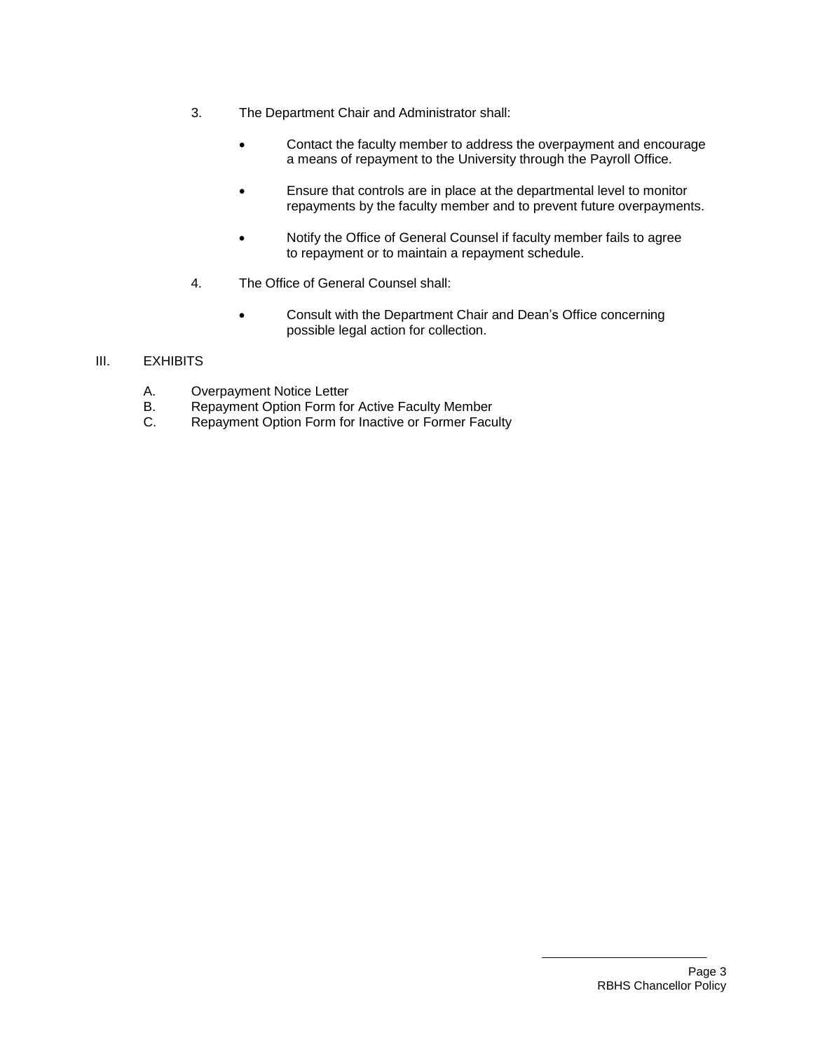3. The Department Chair and Administrator shall:

   - Contact the faculty member to address the overpayment and encourage a means of repayment to the University through the Payroll Office.

   - Ensure that controls are in place at the departmental level to monitor repayments by the faculty member and to prevent future overpayments.

   - Notify the Office of General Counsel if faculty member fails to agree to repayment or to maintain a repayment schedule.

4. The Office of General Counsel shall:

   - Consult with the Department Chair and Dean's Office concerning possible legal action for collection.

## III. EXHIBITS

A. Overpayment Notice Letter
B. Repayment Option Form for Active Faculty Member
C. Repayment Option Form for Inactive or Former Faculty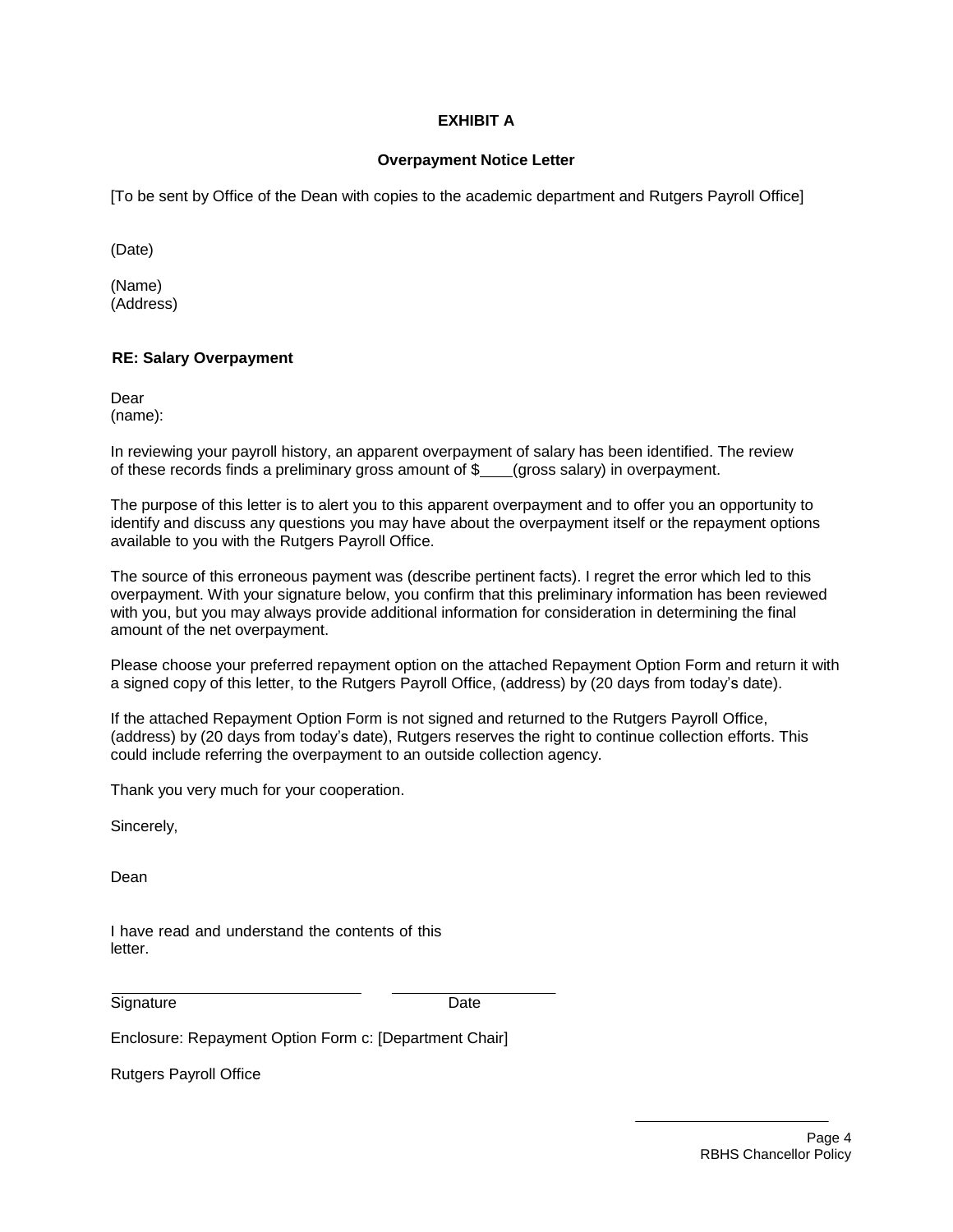**EXHIBIT A**

**Overpayment Notice Letter**

[To be sent by Office of the Dean with copies to the academic department and Rutgers Payroll Office]

(Date)

(Name)
(Address)

**RE: Salary Overpayment**

Dear
(name):

In reviewing your payroll history, an apparent overpayment of salary has been identified. The review of these records finds a preliminary gross amount of $____(gross salary) in overpayment.

The purpose of this letter is to alert you to this apparent overpayment and to offer you an opportunity to identify and discuss any questions you may have about the overpayment itself or the repayment options available to you with the Rutgers Payroll Office.

The source of this erroneous payment was (describe pertinent facts). I regret the error which led to this overpayment. With your signature below, you confirm that this preliminary information has been reviewed with you, but you may always provide additional information for consideration in determining the final amount of the net overpayment.

Please choose your preferred repayment option on the attached Repayment Option Form and return it with a signed copy of this letter, to the Rutgers Payroll Office, (address) by (20 days from today's date).

If the attached Repayment Option Form is not signed and returned to the Rutgers Payroll Office, (address) by (20 days from today's date), Rutgers reserves the right to continue collection efforts. This could include referring the overpayment to an outside collection agency.

Thank you very much for your cooperation.

Sincerely,

Dean

I have read and understand the contents of this letter.

\_\_\_\_\_\_\_\_\_\_\_\_\_\_\_\_\_\_\_\_\_\_\_\_\_\_\_\_ \_\_\_\_\_\_\_\_\_\_\_\_\_\_\_\_\_\_\_\_
Signature Date

Enclosure: Repayment Option Form c: [Department Chair]

Rutgers Payroll Office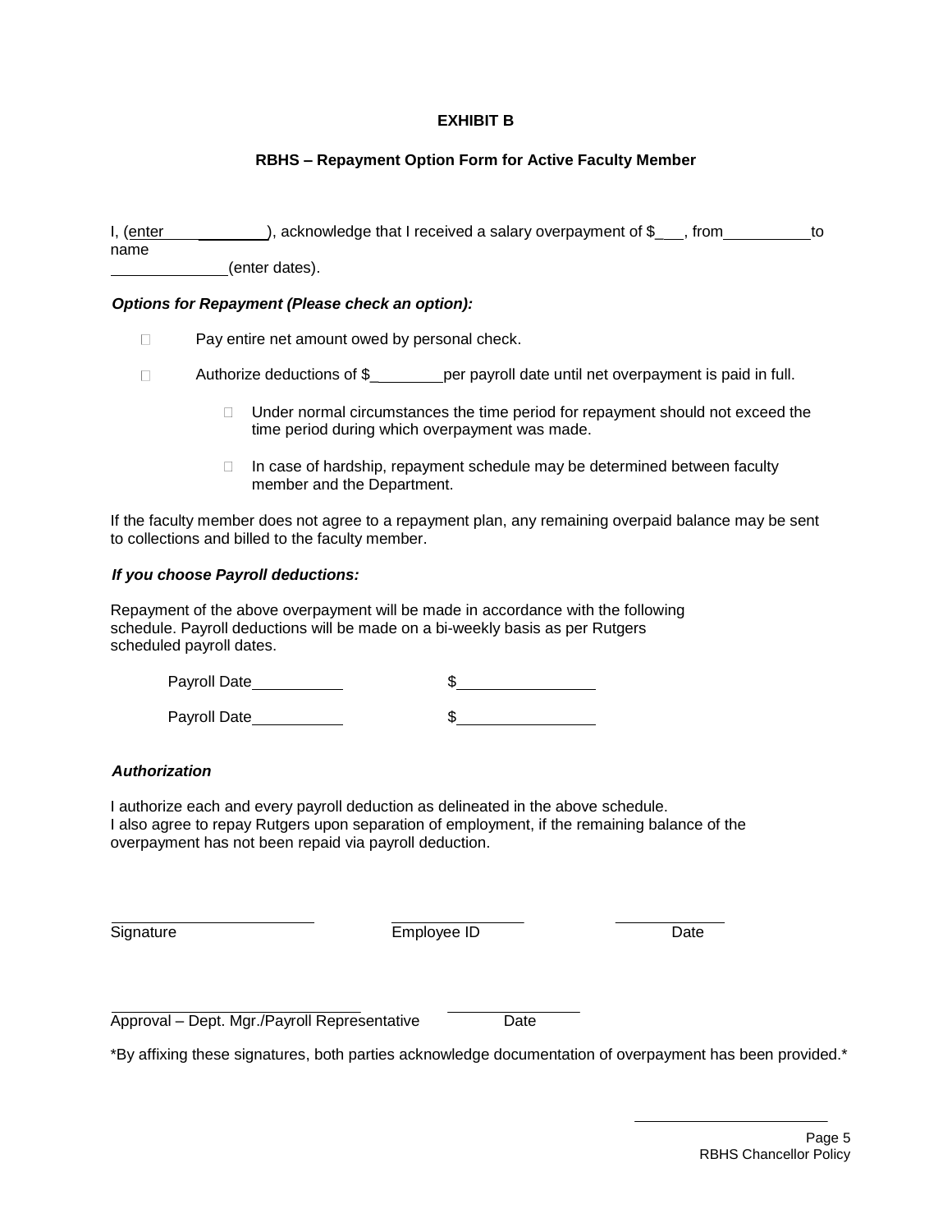**EXHIBIT B**

**RBHS – Repayment Option Form for Active Faculty Member**

I, (enter name ________), acknowledge that I received a salary overpayment of $___, from__________to _____________(enter dates).

***Options for Repayment (Please check an option):***

- ☐ Pay entire net amount owed by personal check.
- ☐ Authorize deductions of $________per payroll date until net overpayment is paid in full.
  - ☐ Under normal circumstances the time period for repayment should not exceed the time period during which overpayment was made.
  - ☐ In case of hardship, repayment schedule may be determined between faculty member and the Department.

If the faculty member does not agree to a repayment plan, any remaining overpaid balance may be sent to collections and billed to the faculty member.

***If you choose Payroll deductions:***

Repayment of the above overpayment will be made in accordance with the following schedule. Payroll deductions will be made on a bi-weekly basis as per Rutgers scheduled payroll dates.

Payroll Date__________ $_______________

Payroll Date__________ $_______________

***Authorization***

I authorize each and every payroll deduction as delineated in the above schedule.
I also agree to repay Rutgers upon separation of employment, if the remaining balance of the overpayment has not been repaid via payroll deduction.

________________________ ________________ ____________
Signature Employee ID Date

______________________________ ________________
Approval – Dept. Mgr./Payroll Representative Date

*By affixing these signatures, both parties acknowledge documentation of overpayment has been provided.*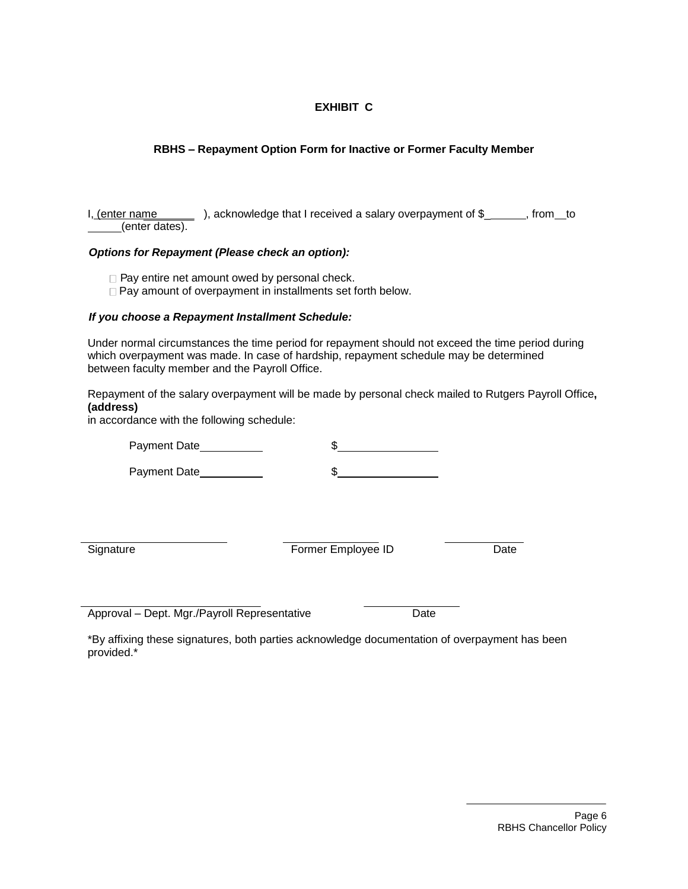# EXHIBIT C

## RBHS – Repayment Option Form for Inactive or Former Faculty Member

I, (enter name ), acknowledge that I received a salary overpayment of $______, from __ to ______ (enter dates).

***Options for Repayment (Please check an option):***

- ☐ Pay entire net amount owed by personal check.
- ☐ Pay amount of overpayment in installments set forth below.

***If you choose a Repayment Installment Schedule:***

Under normal circumstances the time period for repayment should not exceed the time period during which overpayment was made. In case of hardship, repayment schedule may be determined between faculty member and the Payroll Office.

Repayment of the salary overpayment will be made by personal check mailed to Rutgers Payroll Office**, (address)**
in accordance with the following schedule:

Payment Date__________ $________________

Payment Date__________ $________________

________________________ ________________ ____________
Signature Former Employee ID Date

____________________________ ________________
Approval – Dept. Mgr./Payroll Representative Date

*By affixing these signatures, both parties acknowledge documentation of overpayment has been provided.*